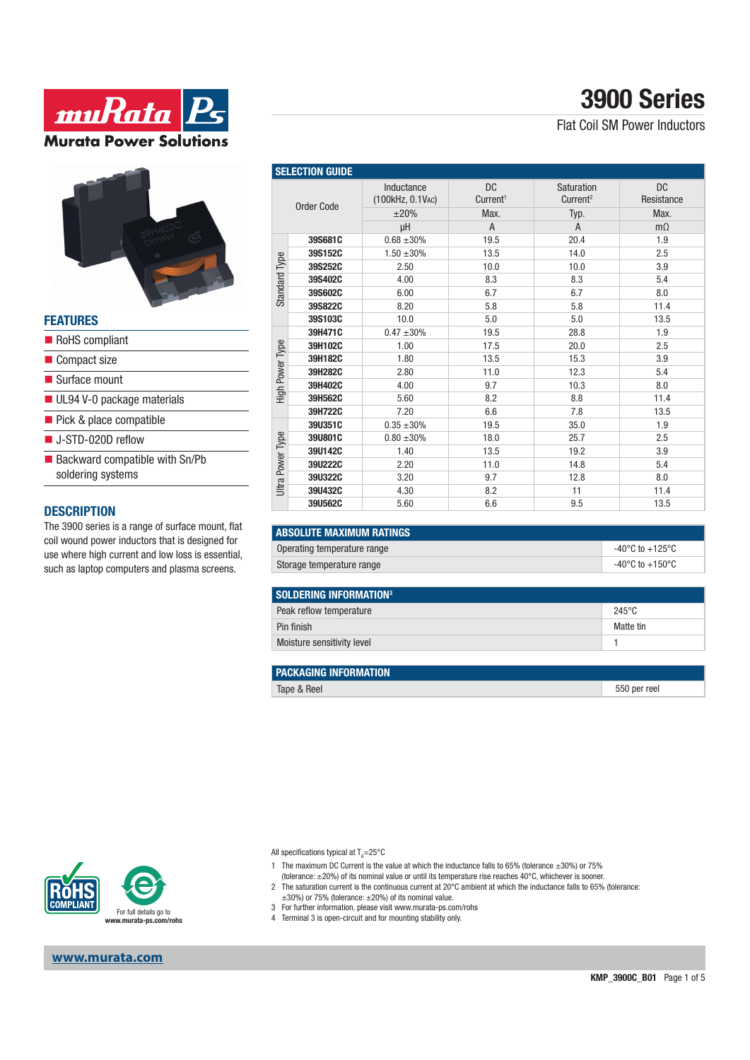# 3900 Series

Flat Coil SM Power Inductors

## FEATURES

- RoHS compliant
- Compact size
- Surface mount
- UL94 V-0 package materials
- Pick & place compatible
- J-STD-020D reflow
- Backward compatible with Sn/Pb soldering systems

## DESCRIPTION

The 3900 series is a range of surface mount, flat coil wound power inductors that is designed for use where high current and low loss is essential, such as laptop computers and plasma screens.

## SELECTION GUIDE

| | Order Code | Inductance (100kHz, 0.1VAC) ±20% µH | DC Current[1] Max. A | Saturation Current[2] Typ. A | DC Resistance Max. mΩ |
|---|---|---|---|---|---|
| Standard Type | 39S681C | 0.68 ±30% | 19.5 | 20.4 | 1.9 |
| | 39S152C | 1.50 ±30% | 13.5 | 14.0 | 2.5 |
| | 39S252C | 2.50 | 10.0 | 10.0 | 3.9 |
| | 39S402C | 4.00 | 8.3 | 8.3 | 5.4 |
| | 39S602C | 6.00 | 6.7 | 6.7 | 8.0 |
| | 39S822C | 8.20 | 5.8 | 5.8 | 11.4 |
| | 39S103C | 10.0 | 5.0 | 5.0 | 13.5 |
| High Power Type | 39H471C | 0.47 ±30% | 19.5 | 28.8 | 1.9 |
| | 39H102C | 1.00 | 17.5 | 20.0 | 2.5 |
| | 39H182C | 1.80 | 13.5 | 15.3 | 3.9 |
| | 39H282C | 2.80 | 11.0 | 12.3 | 5.4 |
| | 39H402C | 4.00 | 9.7 | 10.3 | 8.0 |
| | 39H562C | 5.60 | 8.2 | 8.8 | 11.4 |
| | 39H722C | 7.20 | 6.6 | 7.8 | 13.5 |
| Ultra Power Type | 39U351C | 0.35 ±30% | 19.5 | 35.0 | 1.9 |
| | 39U801C | 0.80 ±30% | 18.0 | 25.7 | 2.5 |
| | 39U142C | 1.40 | 13.5 | 19.2 | 3.9 |
| | 39U222C | 2.20 | 11.0 | 14.8 | 5.4 |
| | 39U322C | 3.20 | 9.7 | 12.8 | 8.0 |
| | 39U432C | 4.30 | 8.2 | 11 | 11.4 |
| | 39U562C | 5.60 | 6.6 | 9.5 | 13.5 |

## ABSOLUTE MAXIMUM RATINGS

| | |
|---|---|
| Operating temperature range | -40°C to +125°C |
| Storage temperature range | -40°C to +150°C |

## SOLDERING INFORMATION[3]

| | |
|---|---|
| Peak reflow temperature | 245°C |
| Pin finish | Matte tin |
| Moisture sensitivity level | 1 |

## PACKAGING INFORMATION

| | |
|---|---|
| Tape & Reel | 550 per reel |

For full details go to www.murata-ps.com/rohs

All specifications typical at $T_A$=25°C

1 The maximum DC Current is the value at which the inductance falls to 65% (tolerance ±30%) or 75% (tolerance: ±20%) of its nominal value or until its temperature rise reaches 40°C, whichever is sooner.
2 The saturation current is the continuous current at 20°C ambient at which the inductance falls to 65% (tolerance: ±30%) or 75% (tolerance: ±20%) of its nominal value.
3 For further information, please visit www.murata-ps.com/rohs
4 Terminal 3 is open-circuit and for mounting stability only.

www.murata.com

KMP_3900C_B01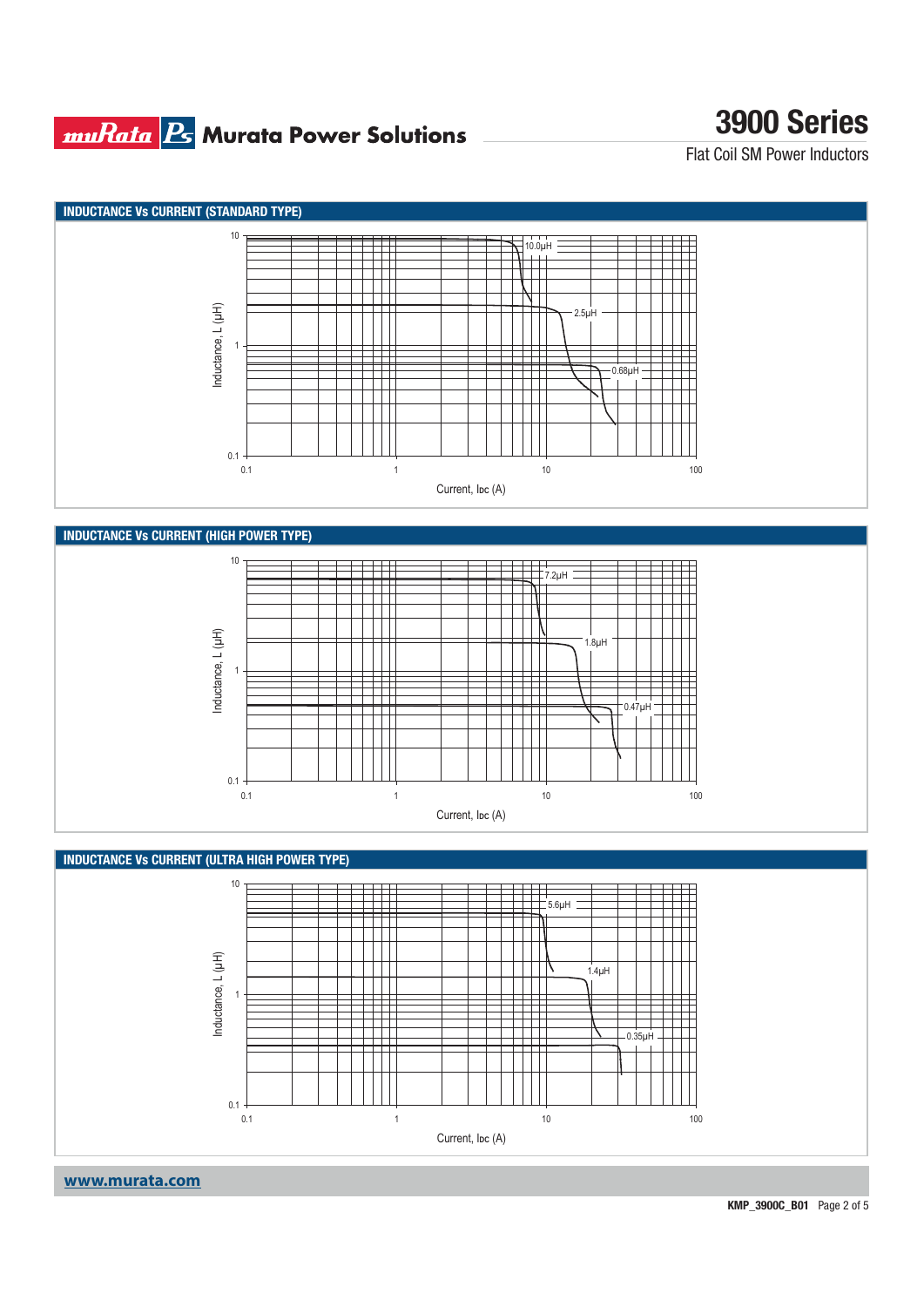## INDUCTANCE Vs CURRENT (STANDARD TYPE)

Inductance, L (µH)

10.0µH

2.5µH

0.68µH

Current, IDC (A)

## INDUCTANCE Vs CURRENT (HIGH POWER TYPE)

Inductance, L (µH)

7.2µH

1.8µH

0.47µH

Current, IDC (A)

## INDUCTANCE Vs CURRENT (ULTRA HIGH POWER TYPE)

Inductance, L (µH)

5.6µH

1.4µH

0.35µH

Current, IDC (A)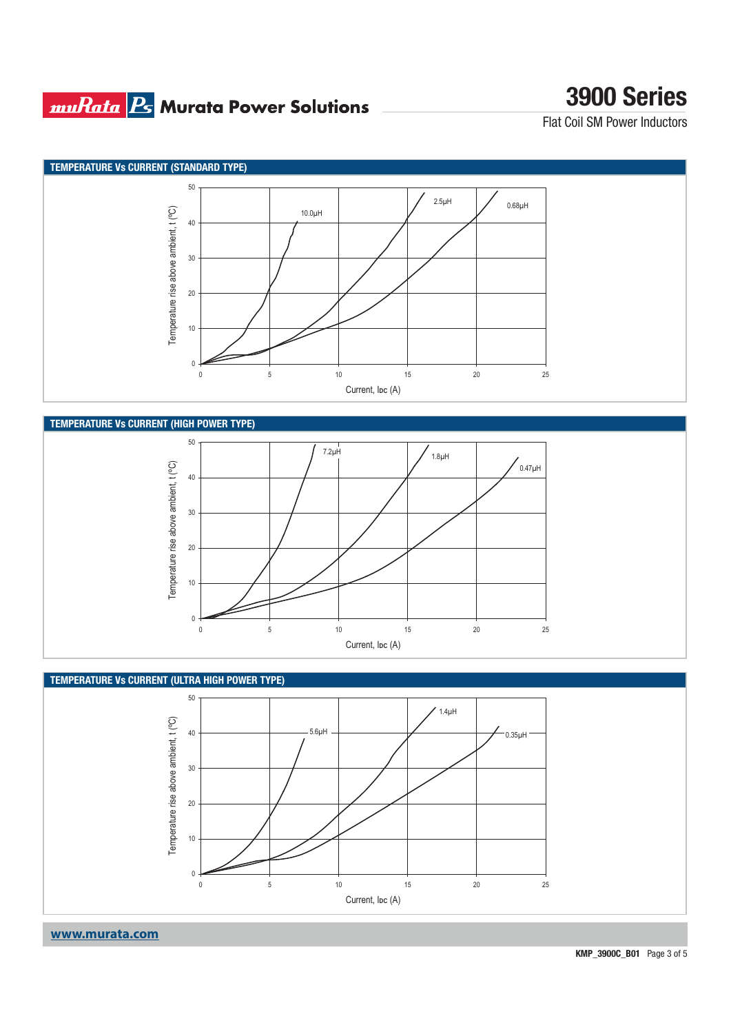## TEMPERATURE Vs CURRENT (STANDARD TYPE)

Temperature rise above ambient, t (ºC)

10.0µH

2.5µH

0.68µH

Current, Ioc (A)

## TEMPERATURE Vs CURRENT (HIGH POWER TYPE)

Temperature rise above ambient, t (ºC)

7.2µH

1.8µH

0.47µH

Current, Ioc (A)

## TEMPERATURE Vs CURRENT (ULTRA HIGH POWER TYPE)

Temperature rise above ambient, t (ºC)

5.6µH

1.4µH

0.35µH

Current, Ioc (A)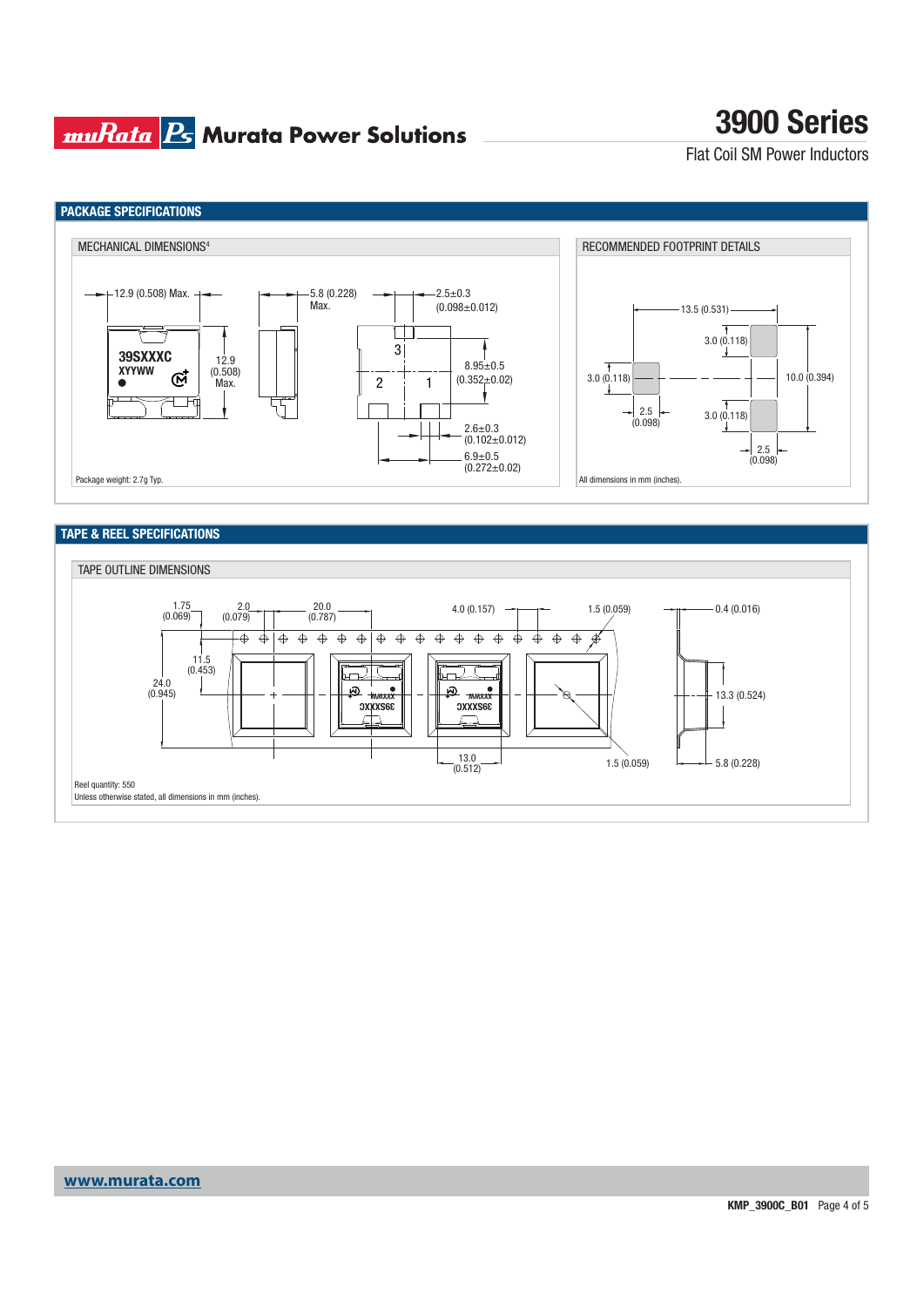## PACKAGE SPECIFICATIONS

### MECHANICAL DIMENSIONS[4]

12.9 (0.508) Max.

12.9 (0.508) Max.

5.8 (0.228) Max.

2.5±0.3 (0.098±0.012)

8.95±0.5 (0.352±0.02)

2.6±0.3 (0.102±0.012)

6.9±0.5 (0.272±0.02)

39SXXXC
XYYWW

3
2 1

Package weight: 2.7g Typ.

### RECOMMENDED FOOTPRINT DETAILS

13.5 (0.531)

3.0 (0.118)

3.0 (0.118)

10.0 (0.394)

2.5 (0.098)

3.0 (0.118)

2.5 (0.098)

All dimensions in mm (inches).

## TAPE & REEL SPECIFICATIONS

### TAPE OUTLINE DIMENSIONS

1.75 (0.069)

2.0 (0.079)

20.0 (0.787)

4.0 (0.157)

1.5 (0.059)

0.4 (0.016)

11.5 (0.453)

24.0 (0.945)

13.3 (0.524)

13.0 (0.512)

1.5 (0.059)

5.8 (0.228)

Reel quantity: 550

Unless otherwise stated, all dimensions in mm (inches).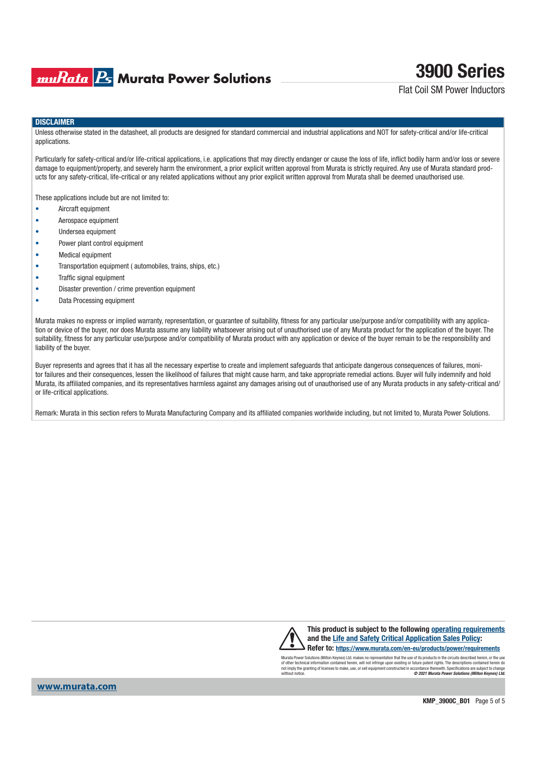## DISCLAIMER

Unless otherwise stated in the datasheet, all products are designed for standard commercial and industrial applications and NOT for safety-critical and/or life-critical applications.

Particularly for safety-critical and/or life-critical applications, i.e. applications that may directly endanger or cause the loss of life, inflict bodily harm and/or loss or severe damage to equipment/property, and severely harm the environment, a prior explicit written approval from Murata is strictly required. Any use of Murata standard products for any safety-critical, life-critical or any related applications without any prior explicit written approval from Murata shall be deemed unauthorised use.

These applications include but are not limited to:

- Aircraft equipment
- Aerospace equipment
- Undersea equipment
- Power plant control equipment
- Medical equipment
- Transportation equipment ( automobiles, trains, ships, etc.)
- Traffic signal equipment
- Disaster prevention / crime prevention equipment
- Data Processing equipment

Murata makes no express or implied warranty, representation, or guarantee of suitability, fitness for any particular use/purpose and/or compatibility with any application or device of the buyer, nor does Murata assume any liability whatsoever arising out of unauthorised use of any Murata product for the application of the buyer. The suitability, fitness for any particular use/purpose and/or compatibility of Murata product with any application or device of the buyer remain to be the responsibility and liability of the buyer.

Buyer represents and agrees that it has all the necessary expertise to create and implement safeguards that anticipate dangerous consequences of failures, monitor failures and their consequences, lessen the likelihood of failures that might cause harm, and take appropriate remedial actions. Buyer will fully indemnify and hold Murata, its affiliated companies, and its representatives harmless against any damages arising out of unauthorised use of any Murata products in any safety-critical and/or life-critical applications.

Remark: Murata in this section refers to Murata Manufacturing Company and its affiliated companies worldwide including, but not limited to, Murata Power Solutions.

**This product is subject to the following operating requirements and the Life and Safety Critical Application Sales Policy:**
**Refer to: https://www.murata.com/en-eu/products/power/requirements**

Murata Power Solutions (Milton Keynes) Ltd. makes no representation that the use of its products in the circuits described herein, or the use of other technical information contained herein, will not infringe upon existing or future patent rights. The descriptions contained herein do not imply the granting of licenses to make, use, or sell equipment constructed in accordance therewith. Specifications are subject to change without notice.
***© 2021 Murata Power Solutions (Milton Keynes) Ltd.***